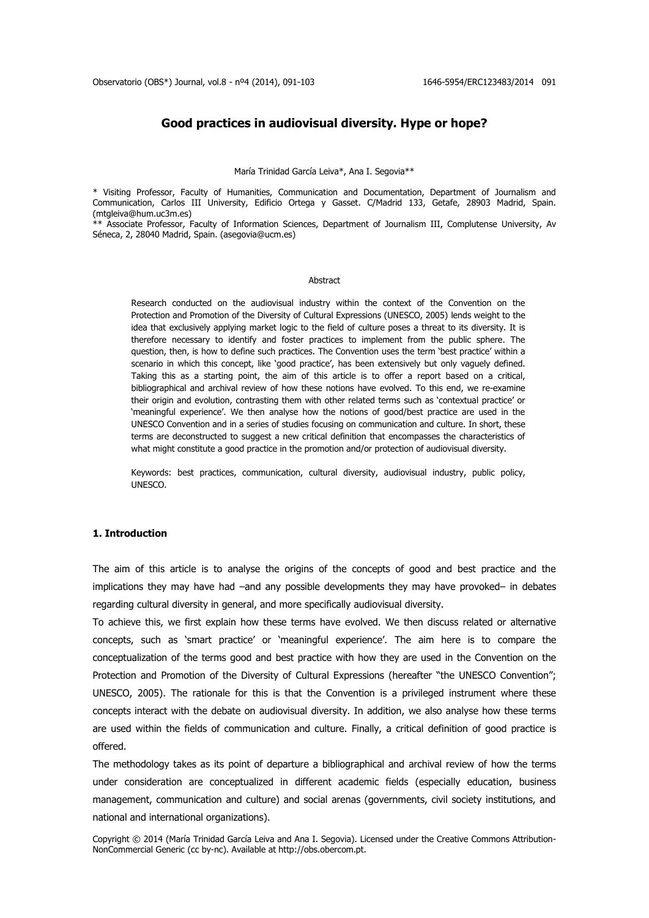# Good practices in audiovisual diversity. Hype or hope?

María Trinidad García Leiva*, Ana I. Segovia**

\* Visiting Professor, Faculty of Humanities, Communication and Documentation, Department of Journalism and Communication, Carlos III University, Edificio Ortega y Gasset. C/Madrid 133, Getafe, 28903 Madrid, Spain. (mtgleiva@hum.uc3m.es)

\*\* Associate Professor, Faculty of Information Sciences, Department of Journalism III, Complutense University, Av Séneca, 2, 28040 Madrid, Spain. (asegovia@ucm.es)

## Abstract

Research conducted on the audiovisual industry within the context of the Convention on the Protection and Promotion of the Diversity of Cultural Expressions (UNESCO, 2005) lends weight to the idea that exclusively applying market logic to the field of culture poses a threat to its diversity. It is therefore necessary to identify and foster practices to implement from the public sphere. The question, then, is how to define such practices. The Convention uses the term 'best practice' within a scenario in which this concept, like 'good practice', has been extensively but only vaguely defined. Taking this as a starting point, the aim of this article is to offer a report based on a critical, bibliographical and archival review of how these notions have evolved. To this end, we re-examine their origin and evolution, contrasting them with other related terms such as 'contextual practice' or 'meaningful experience'. We then analyse how the notions of good/best practice are used in the UNESCO Convention and in a series of studies focusing on communication and culture. In short, these terms are deconstructed to suggest a new critical definition that encompasses the characteristics of what might constitute a good practice in the promotion and/or protection of audiovisual diversity.

Keywords: best practices, communication, cultural diversity, audiovisual industry, public policy, UNESCO.

## 1. Introduction

The aim of this article is to analyse the origins of the concepts of good and best practice and the implications they may have had –and any possible developments they may have provoked– in debates regarding cultural diversity in general, and more specifically audiovisual diversity.

To achieve this, we first explain how these terms have evolved. We then discuss related or alternative concepts, such as 'smart practice' or 'meaningful experience'. The aim here is to compare the conceptualization of the terms good and best practice with how they are used in the Convention on the Protection and Promotion of the Diversity of Cultural Expressions (hereafter "the UNESCO Convention"; UNESCO, 2005). The rationale for this is that the Convention is a privileged instrument where these concepts interact with the debate on audiovisual diversity. In addition, we also analyse how these terms are used within the fields of communication and culture. Finally, a critical definition of good practice is offered.

The methodology takes as its point of departure a bibliographical and archival review of how the terms under consideration are conceptualized in different academic fields (especially education, business management, communication and culture) and social arenas (governments, civil society institutions, and national and international organizations).

Copyright © 2014 (María Trinidad García Leiva and Ana I. Segovia). Licensed under the Creative Commons Attribution-NonCommercial Generic (cc by-nc). Available at http://obs.obercom.pt.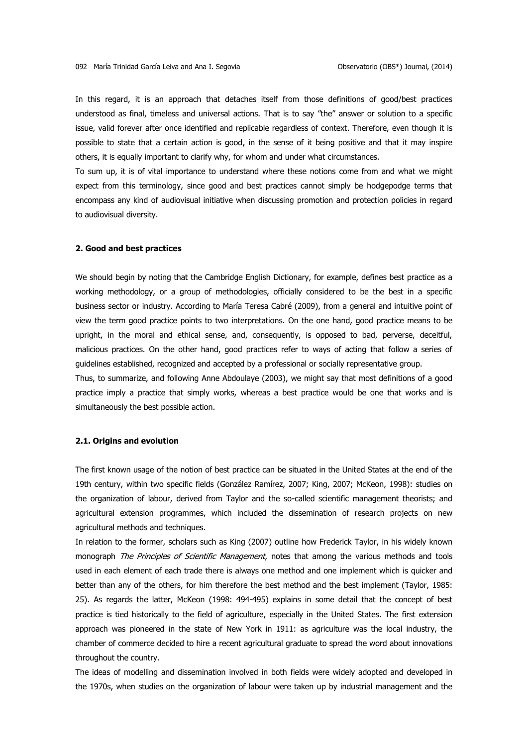In this regard, it is an approach that detaches itself from those definitions of good/best practices understood as final, timeless and universal actions. That is to say "the" answer or solution to a specific issue, valid forever after once identified and replicable regardless of context. Therefore, even though it is possible to state that a certain action is good, in the sense of it being positive and that it may inspire others, it is equally important to clarify why, for whom and under what circumstances.

To sum up, it is of vital importance to understand where these notions come from and what we might expect from this terminology, since good and best practices cannot simply be hodgepodge terms that encompass any kind of audiovisual initiative when discussing promotion and protection policies in regard to audiovisual diversity.

## 2. Good and best practices

We should begin by noting that the Cambridge English Dictionary, for example, defines best practice as a working methodology, or a group of methodologies, officially considered to be the best in a specific business sector or industry. According to María Teresa Cabré (2009), from a general and intuitive point of view the term good practice points to two interpretations. On the one hand, good practice means to be upright, in the moral and ethical sense, and, consequently, is opposed to bad, perverse, deceitful, malicious practices. On the other hand, good practices refer to ways of acting that follow a series of guidelines established, recognized and accepted by a professional or socially representative group.

Thus, to summarize, and following Anne Abdoulaye (2003), we might say that most definitions of a good practice imply a practice that simply works, whereas a best practice would be one that works and is simultaneously the best possible action.

### 2.1. Origins and evolution

The first known usage of the notion of best practice can be situated in the United States at the end of the 19th century, within two specific fields (González Ramírez, 2007; King, 2007; McKeon, 1998): studies on the organization of labour, derived from Taylor and the so-called scientific management theorists; and agricultural extension programmes, which included the dissemination of research projects on new agricultural methods and techniques.

In relation to the former, scholars such as King (2007) outline how Frederick Taylor, in his widely known monograph *The Principles of Scientific Management*, notes that among the various methods and tools used in each element of each trade there is always one method and one implement which is quicker and better than any of the others, for him therefore the best method and the best implement (Taylor, 1985: 25). As regards the latter, McKeon (1998: 494-495) explains in some detail that the concept of best practice is tied historically to the field of agriculture, especially in the United States. The first extension approach was pioneered in the state of New York in 1911: as agriculture was the local industry, the chamber of commerce decided to hire a recent agricultural graduate to spread the word about innovations throughout the country.

The ideas of modelling and dissemination involved in both fields were widely adopted and developed in the 1970s, when studies on the organization of labour were taken up by industrial management and the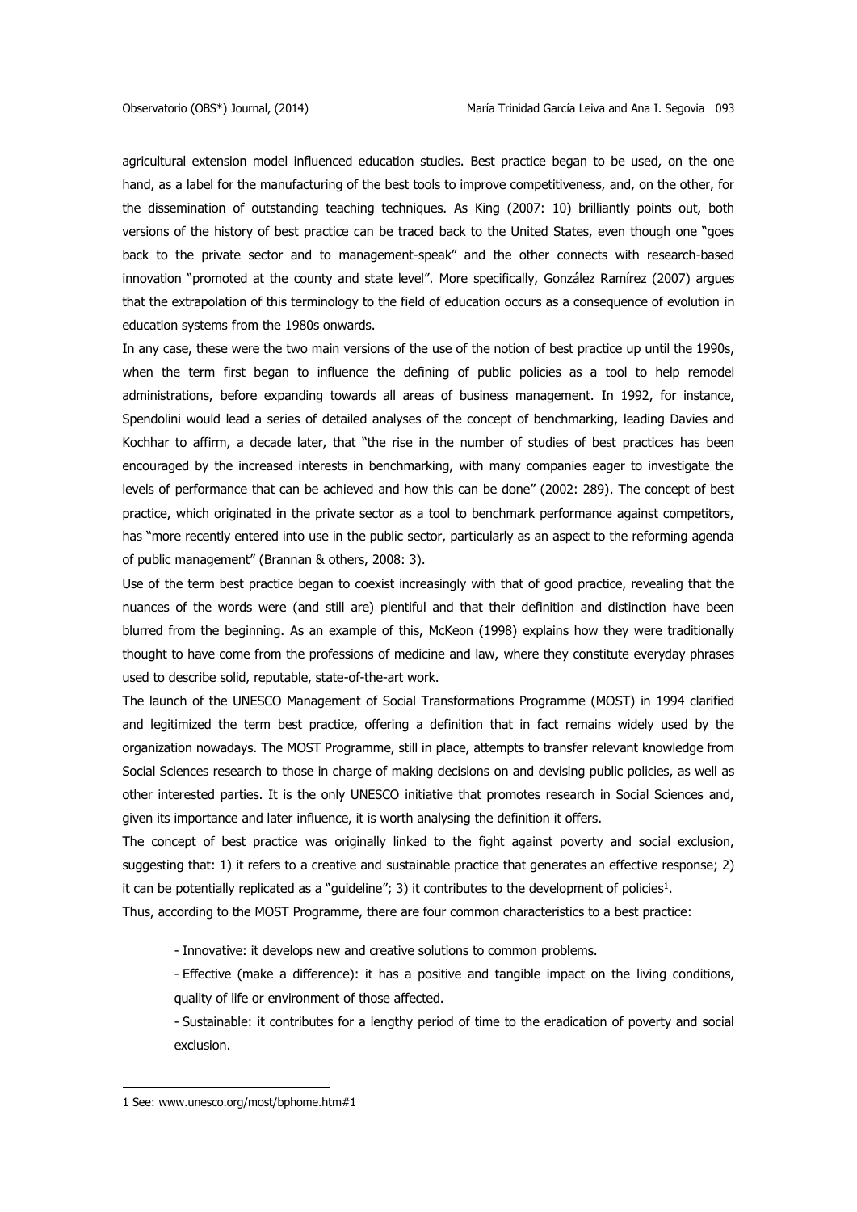agricultural extension model influenced education studies. Best practice began to be used, on the one hand, as a label for the manufacturing of the best tools to improve competitiveness, and, on the other, for the dissemination of outstanding teaching techniques. As King (2007: 10) brilliantly points out, both versions of the history of best practice can be traced back to the United States, even though one "goes back to the private sector and to management-speak" and the other connects with research-based innovation "promoted at the county and state level". More specifically, González Ramírez (2007) argues that the extrapolation of this terminology to the field of education occurs as a consequence of evolution in education systems from the 1980s onwards.

In any case, these were the two main versions of the use of the notion of best practice up until the 1990s, when the term first began to influence the defining of public policies as a tool to help remodel administrations, before expanding towards all areas of business management. In 1992, for instance, Spendolini would lead a series of detailed analyses of the concept of benchmarking, leading Davies and Kochhar to affirm, a decade later, that "the rise in the number of studies of best practices has been encouraged by the increased interests in benchmarking, with many companies eager to investigate the levels of performance that can be achieved and how this can be done" (2002: 289). The concept of best practice, which originated in the private sector as a tool to benchmark performance against competitors, has "more recently entered into use in the public sector, particularly as an aspect to the reforming agenda of public management" (Brannan & others, 2008: 3).

Use of the term best practice began to coexist increasingly with that of good practice, revealing that the nuances of the words were (and still are) plentiful and that their definition and distinction have been blurred from the beginning. As an example of this, McKeon (1998) explains how they were traditionally thought to have come from the professions of medicine and law, where they constitute everyday phrases used to describe solid, reputable, state-of-the-art work.

The launch of the UNESCO Management of Social Transformations Programme (MOST) in 1994 clarified and legitimized the term best practice, offering a definition that in fact remains widely used by the organization nowadays. The MOST Programme, still in place, attempts to transfer relevant knowledge from Social Sciences research to those in charge of making decisions on and devising public policies, as well as other interested parties. It is the only UNESCO initiative that promotes research in Social Sciences and, given its importance and later influence, it is worth analysing the definition it offers.

The concept of best practice was originally linked to the fight against poverty and social exclusion, suggesting that: 1) it refers to a creative and sustainable practice that generates an effective response; 2) it can be potentially replicated as a "guideline"; 3) it contributes to the development of policies[1].

Thus, according to the MOST Programme, there are four common characteristics to a best practice:

- Innovative: it develops new and creative solutions to common problems.
- Effective (make a difference): it has a positive and tangible impact on the living conditions, quality of life or environment of those affected.
- Sustainable: it contributes for a lengthy period of time to the eradication of poverty and social exclusion.

1 See: www.unesco.org/most/bphome.htm#1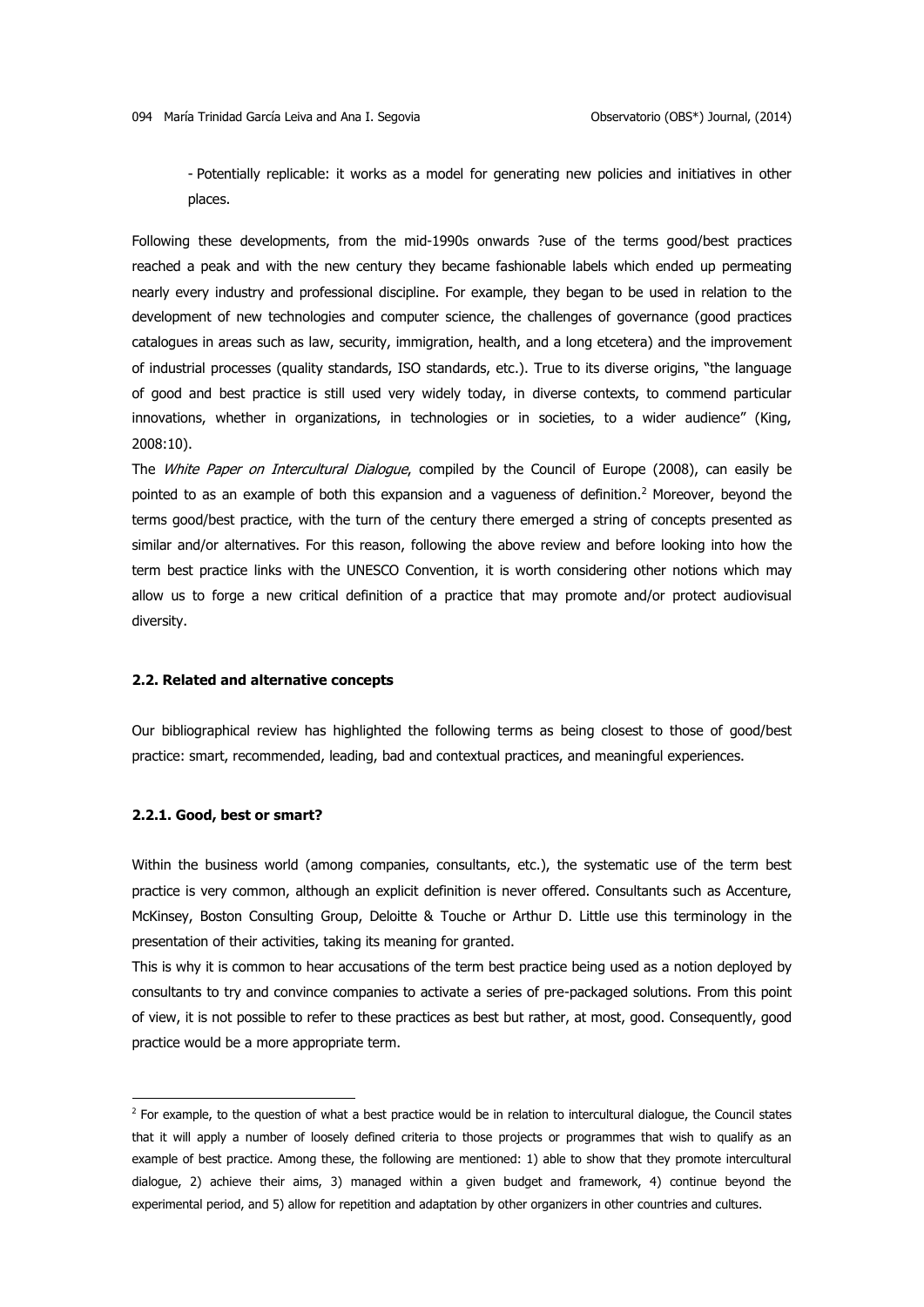- Potentially replicable: it works as a model for generating new policies and initiatives in other places.

Following these developments, from the mid-1990s onwards ?use of the terms good/best practices reached a peak and with the new century they became fashionable labels which ended up permeating nearly every industry and professional discipline. For example, they began to be used in relation to the development of new technologies and computer science, the challenges of governance (good practices catalogues in areas such as law, security, immigration, health, and a long etcetera) and the improvement of industrial processes (quality standards, ISO standards, etc.). True to its diverse origins, "the language of good and best practice is still used very widely today, in diverse contexts, to commend particular innovations, whether in organizations, in technologies or in societies, to a wider audience" (King, 2008:10).

The *White Paper on Intercultural Dialogue*, compiled by the Council of Europe (2008), can easily be pointed to as an example of both this expansion and a vagueness of definition.[2] Moreover, beyond the terms good/best practice, with the turn of the century there emerged a string of concepts presented as similar and/or alternatives. For this reason, following the above review and before looking into how the term best practice links with the UNESCO Convention, it is worth considering other notions which may allow us to forge a new critical definition of a practice that may promote and/or protect audiovisual diversity.

### 2.2. Related and alternative concepts

Our bibliographical review has highlighted the following terms as being closest to those of good/best practice: smart, recommended, leading, bad and contextual practices, and meaningful experiences.

#### 2.2.1. Good, best or smart?

Within the business world (among companies, consultants, etc.), the systematic use of the term best practice is very common, although an explicit definition is never offered. Consultants such as Accenture, McKinsey, Boston Consulting Group, Deloitte & Touche or Arthur D. Little use this terminology in the presentation of their activities, taking its meaning for granted.

This is why it is common to hear accusations of the term best practice being used as a notion deployed by consultants to try and convince companies to activate a series of pre-packaged solutions. From this point of view, it is not possible to refer to these practices as best but rather, at most, good. Consequently, good practice would be a more appropriate term.

---

[2] For example, to the question of what a best practice would be in relation to intercultural dialogue, the Council states that it will apply a number of loosely defined criteria to those projects or programmes that wish to qualify as an example of best practice. Among these, the following are mentioned: 1) able to show that they promote intercultural dialogue, 2) achieve their aims, 3) managed within a given budget and framework, 4) continue beyond the experimental period, and 5) allow for repetition and adaptation by other organizers in other countries and cultures.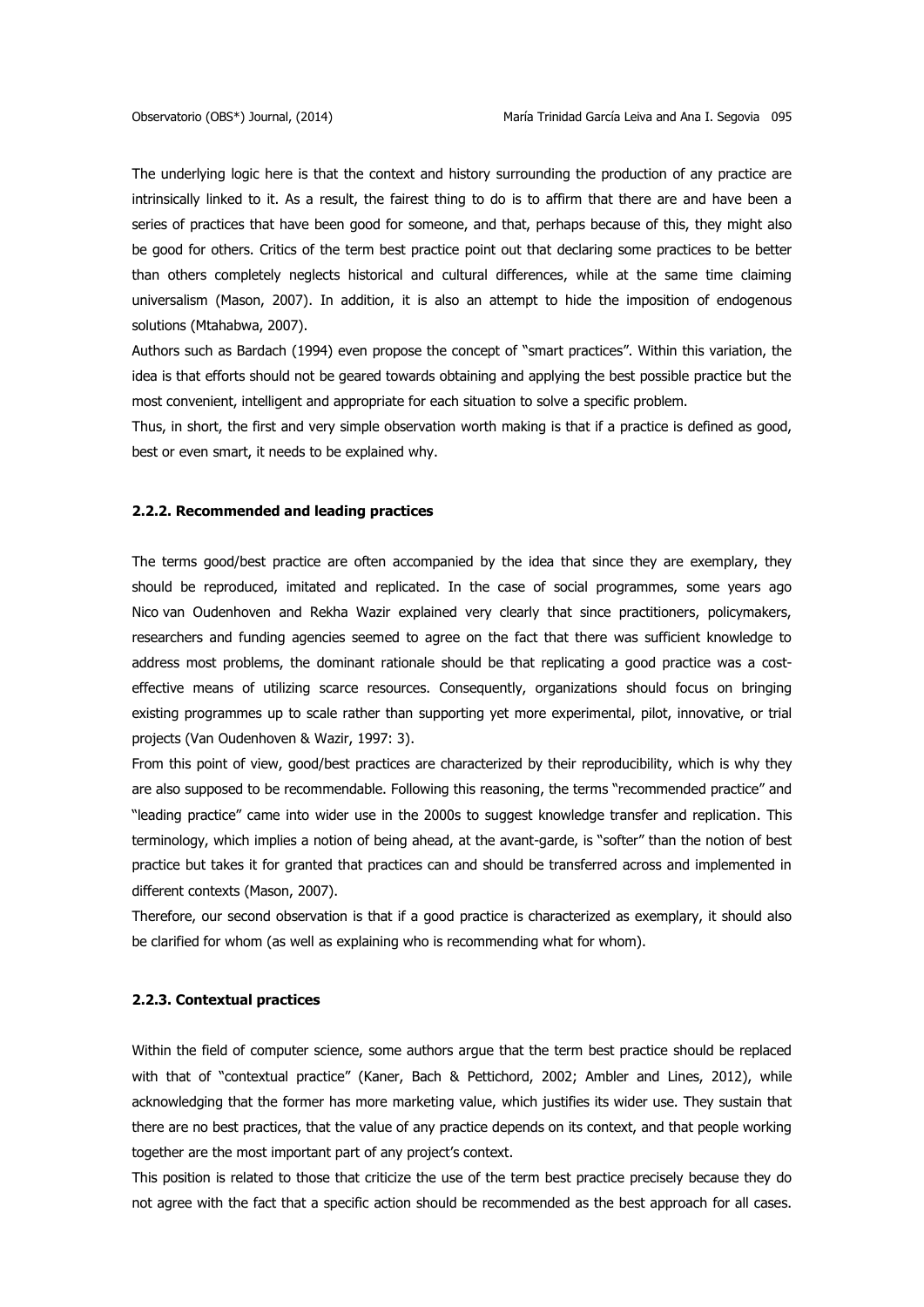The underlying logic here is that the context and history surrounding the production of any practice are intrinsically linked to it. As a result, the fairest thing to do is to affirm that there are and have been a series of practices that have been good for someone, and that, perhaps because of this, they might also be good for others. Critics of the term best practice point out that declaring some practices to be better than others completely neglects historical and cultural differences, while at the same time claiming universalism (Mason, 2007). In addition, it is also an attempt to hide the imposition of endogenous solutions (Mtahabwa, 2007).

Authors such as Bardach (1994) even propose the concept of "smart practices". Within this variation, the idea is that efforts should not be geared towards obtaining and applying the best possible practice but the most convenient, intelligent and appropriate for each situation to solve a specific problem.

Thus, in short, the first and very simple observation worth making is that if a practice is defined as good, best or even smart, it needs to be explained why.

### 2.2.2. Recommended and leading practices

The terms good/best practice are often accompanied by the idea that since they are exemplary, they should be reproduced, imitated and replicated. In the case of social programmes, some years ago Nico van Oudenhoven and Rekha Wazir explained very clearly that since practitioners, policymakers, researchers and funding agencies seemed to agree on the fact that there was sufficient knowledge to address most problems, the dominant rationale should be that replicating a good practice was a cost-effective means of utilizing scarce resources. Consequently, organizations should focus on bringing existing programmes up to scale rather than supporting yet more experimental, pilot, innovative, or trial projects (Van Oudenhoven & Wazir, 1997: 3).

From this point of view, good/best practices are characterized by their reproducibility, which is why they are also supposed to be recommendable. Following this reasoning, the terms "recommended practice" and "leading practice" came into wider use in the 2000s to suggest knowledge transfer and replication. This terminology, which implies a notion of being ahead, at the avant-garde, is "softer" than the notion of best practice but takes it for granted that practices can and should be transferred across and implemented in different contexts (Mason, 2007).

Therefore, our second observation is that if a good practice is characterized as exemplary, it should also be clarified for whom (as well as explaining who is recommending what for whom).

### 2.2.3. Contextual practices

Within the field of computer science, some authors argue that the term best practice should be replaced with that of "contextual practice" (Kaner, Bach & Pettichord, 2002; Ambler and Lines, 2012), while acknowledging that the former has more marketing value, which justifies its wider use. They sustain that there are no best practices, that the value of any practice depends on its context, and that people working together are the most important part of any project's context.

This position is related to those that criticize the use of the term best practice precisely because they do not agree with the fact that a specific action should be recommended as the best approach for all cases.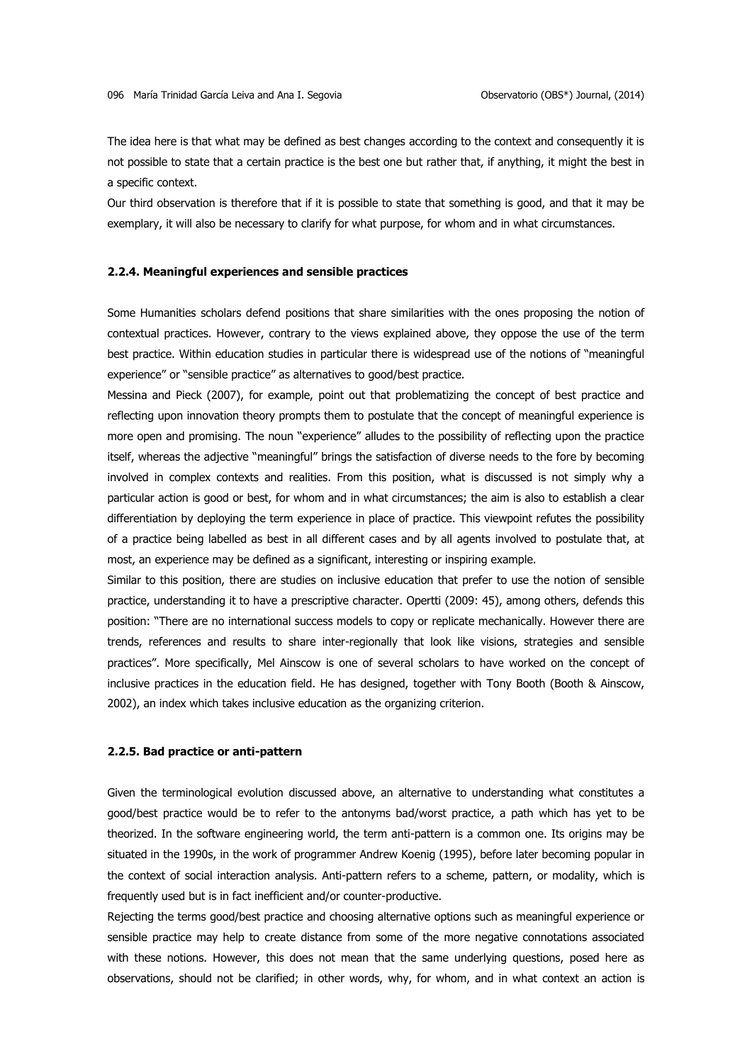The idea here is that what may be defined as best changes according to the context and consequently it is not possible to state that a certain practice is the best one but rather that, if anything, it might the best in a specific context.

Our third observation is therefore that if it is possible to state that something is good, and that it may be exemplary, it will also be necessary to clarify for what purpose, for whom and in what circumstances.

#### 2.2.4. Meaningful experiences and sensible practices

Some Humanities scholars defend positions that share similarities with the ones proposing the notion of contextual practices. However, contrary to the views explained above, they oppose the use of the term best practice. Within education studies in particular there is widespread use of the notions of "meaningful experience" or "sensible practice" as alternatives to good/best practice.

Messina and Pieck (2007), for example, point out that problematizing the concept of best practice and reflecting upon innovation theory prompts them to postulate that the concept of meaningful experience is more open and promising. The noun "experience" alludes to the possibility of reflecting upon the practice itself, whereas the adjective "meaningful" brings the satisfaction of diverse needs to the fore by becoming involved in complex contexts and realities. From this position, what is discussed is not simply why a particular action is good or best, for whom and in what circumstances; the aim is also to establish a clear differentiation by deploying the term experience in place of practice. This viewpoint refutes the possibility of a practice being labelled as best in all different cases and by all agents involved to postulate that, at most, an experience may be defined as a significant, interesting or inspiring example.

Similar to this position, there are studies on inclusive education that prefer to use the notion of sensible practice, understanding it to have a prescriptive character. Opertti (2009: 45), among others, defends this position: "There are no international success models to copy or replicate mechanically. However there are trends, references and results to share inter-regionally that look like visions, strategies and sensible practices". More specifically, Mel Ainscow is one of several scholars to have worked on the concept of inclusive practices in the education field. He has designed, together with Tony Booth (Booth & Ainscow, 2002), an index which takes inclusive education as the organizing criterion.

#### 2.2.5. Bad practice or anti-pattern

Given the terminological evolution discussed above, an alternative to understanding what constitutes a good/best practice would be to refer to the antonyms bad/worst practice, a path which has yet to be theorized. In the software engineering world, the term anti-pattern is a common one. Its origins may be situated in the 1990s, in the work of programmer Andrew Koenig (1995), before later becoming popular in the context of social interaction analysis. Anti-pattern refers to a scheme, pattern, or modality, which is frequently used but is in fact inefficient and/or counter-productive.

Rejecting the terms good/best practice and choosing alternative options such as meaningful experience or sensible practice may help to create distance from some of the more negative connotations associated with these notions. However, this does not mean that the same underlying questions, posed here as observations, should not be clarified; in other words, why, for whom, and in what context an action is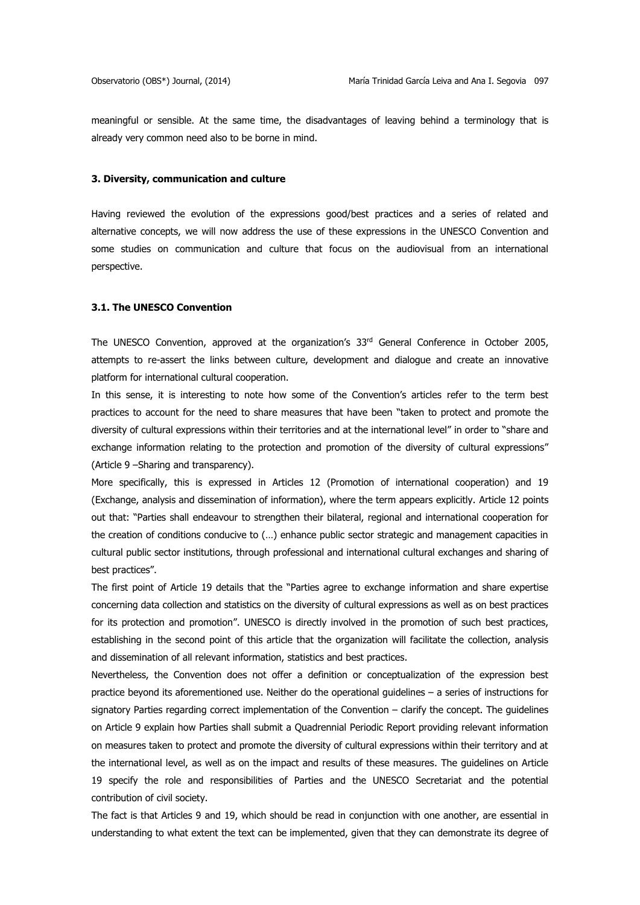meaningful or sensible. At the same time, the disadvantages of leaving behind a terminology that is already very common need also to be borne in mind.

### 3. Diversity, communication and culture

Having reviewed the evolution of the expressions good/best practices and a series of related and alternative concepts, we will now address the use of these expressions in the UNESCO Convention and some studies on communication and culture that focus on the audiovisual from an international perspective.

#### 3.1. The UNESCO Convention

The UNESCO Convention, approved at the organization's 33rd General Conference in October 2005, attempts to re-assert the links between culture, development and dialogue and create an innovative platform for international cultural cooperation.

In this sense, it is interesting to note how some of the Convention's articles refer to the term best practices to account for the need to share measures that have been "taken to protect and promote the diversity of cultural expressions within their territories and at the international level" in order to "share and exchange information relating to the protection and promotion of the diversity of cultural expressions" (Article 9 –Sharing and transparency).

More specifically, this is expressed in Articles 12 (Promotion of international cooperation) and 19 (Exchange, analysis and dissemination of information), where the term appears explicitly. Article 12 points out that: "Parties shall endeavour to strengthen their bilateral, regional and international cooperation for the creation of conditions conducive to (…) enhance public sector strategic and management capacities in cultural public sector institutions, through professional and international cultural exchanges and sharing of best practices".

The first point of Article 19 details that the "Parties agree to exchange information and share expertise concerning data collection and statistics on the diversity of cultural expressions as well as on best practices for its protection and promotion". UNESCO is directly involved in the promotion of such best practices, establishing in the second point of this article that the organization will facilitate the collection, analysis and dissemination of all relevant information, statistics and best practices.

Nevertheless, the Convention does not offer a definition or conceptualization of the expression best practice beyond its aforementioned use. Neither do the operational guidelines – a series of instructions for signatory Parties regarding correct implementation of the Convention – clarify the concept. The guidelines on Article 9 explain how Parties shall submit a Quadrennial Periodic Report providing relevant information on measures taken to protect and promote the diversity of cultural expressions within their territory and at the international level, as well as on the impact and results of these measures. The guidelines on Article 19 specify the role and responsibilities of Parties and the UNESCO Secretariat and the potential contribution of civil society.

The fact is that Articles 9 and 19, which should be read in conjunction with one another, are essential in understanding to what extent the text can be implemented, given that they can demonstrate its degree of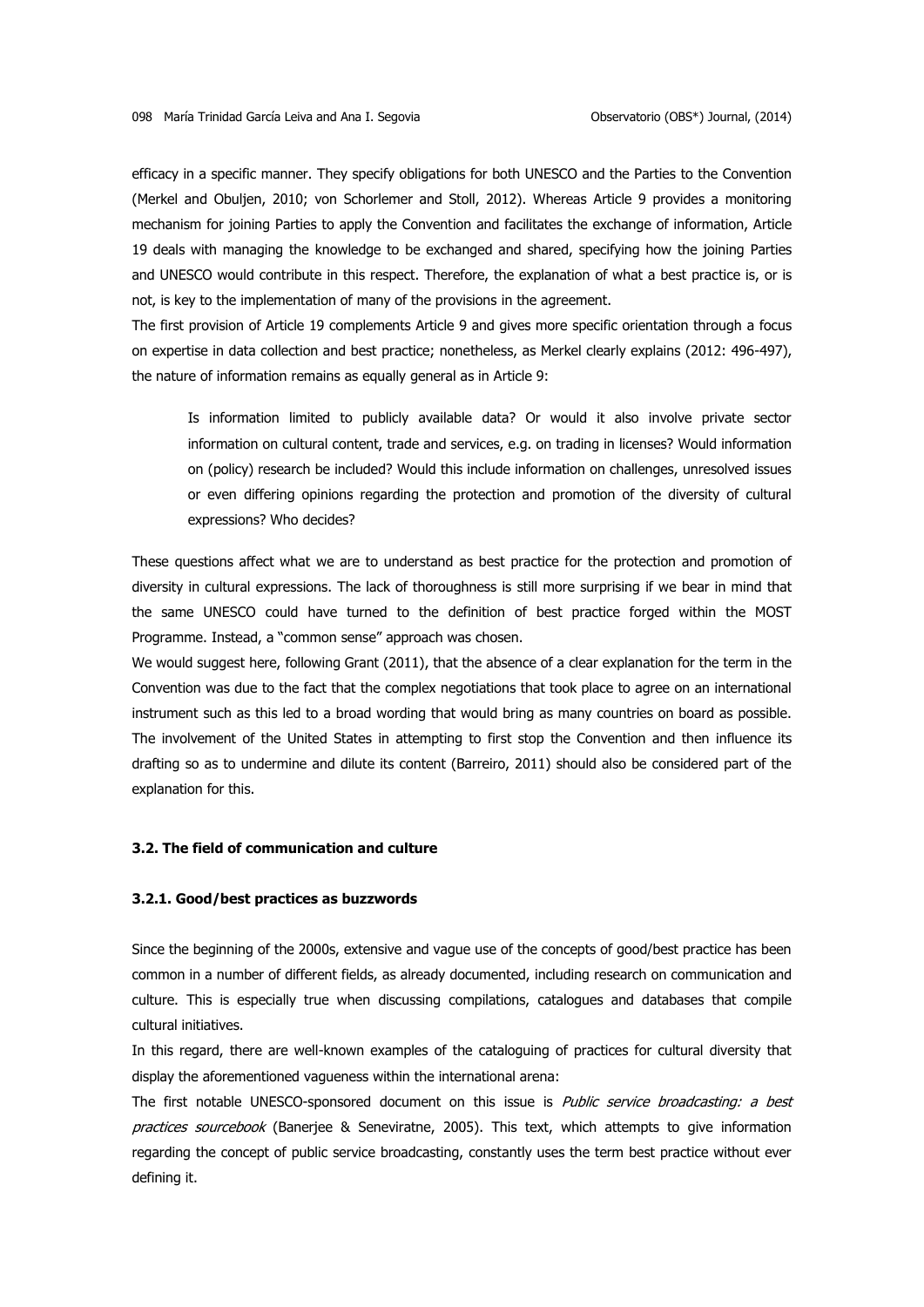efficacy in a specific manner. They specify obligations for both UNESCO and the Parties to the Convention (Merkel and Obuljen, 2010; von Schorlemer and Stoll, 2012). Whereas Article 9 provides a monitoring mechanism for joining Parties to apply the Convention and facilitates the exchange of information, Article 19 deals with managing the knowledge to be exchanged and shared, specifying how the joining Parties and UNESCO would contribute in this respect. Therefore, the explanation of what a best practice is, or is not, is key to the implementation of many of the provisions in the agreement.

The first provision of Article 19 complements Article 9 and gives more specific orientation through a focus on expertise in data collection and best practice; nonetheless, as Merkel clearly explains (2012: 496-497), the nature of information remains as equally general as in Article 9:

> Is information limited to publicly available data? Or would it also involve private sector information on cultural content, trade and services, e.g. on trading in licenses? Would information on (policy) research be included? Would this include information on challenges, unresolved issues or even differing opinions regarding the protection and promotion of the diversity of cultural expressions? Who decides?

These questions affect what we are to understand as best practice for the protection and promotion of diversity in cultural expressions. The lack of thoroughness is still more surprising if we bear in mind that the same UNESCO could have turned to the definition of best practice forged within the MOST Programme. Instead, a "common sense" approach was chosen.

We would suggest here, following Grant (2011), that the absence of a clear explanation for the term in the Convention was due to the fact that the complex negotiations that took place to agree on an international instrument such as this led to a broad wording that would bring as many countries on board as possible. The involvement of the United States in attempting to first stop the Convention and then influence its drafting so as to undermine and dilute its content (Barreiro, 2011) should also be considered part of the explanation for this.

### 3.2. The field of communication and culture

#### 3.2.1. Good/best practices as buzzwords

Since the beginning of the 2000s, extensive and vague use of the concepts of good/best practice has been common in a number of different fields, as already documented, including research on communication and culture. This is especially true when discussing compilations, catalogues and databases that compile cultural initiatives.

In this regard, there are well-known examples of the cataloguing of practices for cultural diversity that display the aforementioned vagueness within the international arena:

The first notable UNESCO-sponsored document on this issue is *Public service broadcasting: a best practices sourcebook* (Banerjee & Seneviratne, 2005). This text, which attempts to give information regarding the concept of public service broadcasting, constantly uses the term best practice without ever defining it.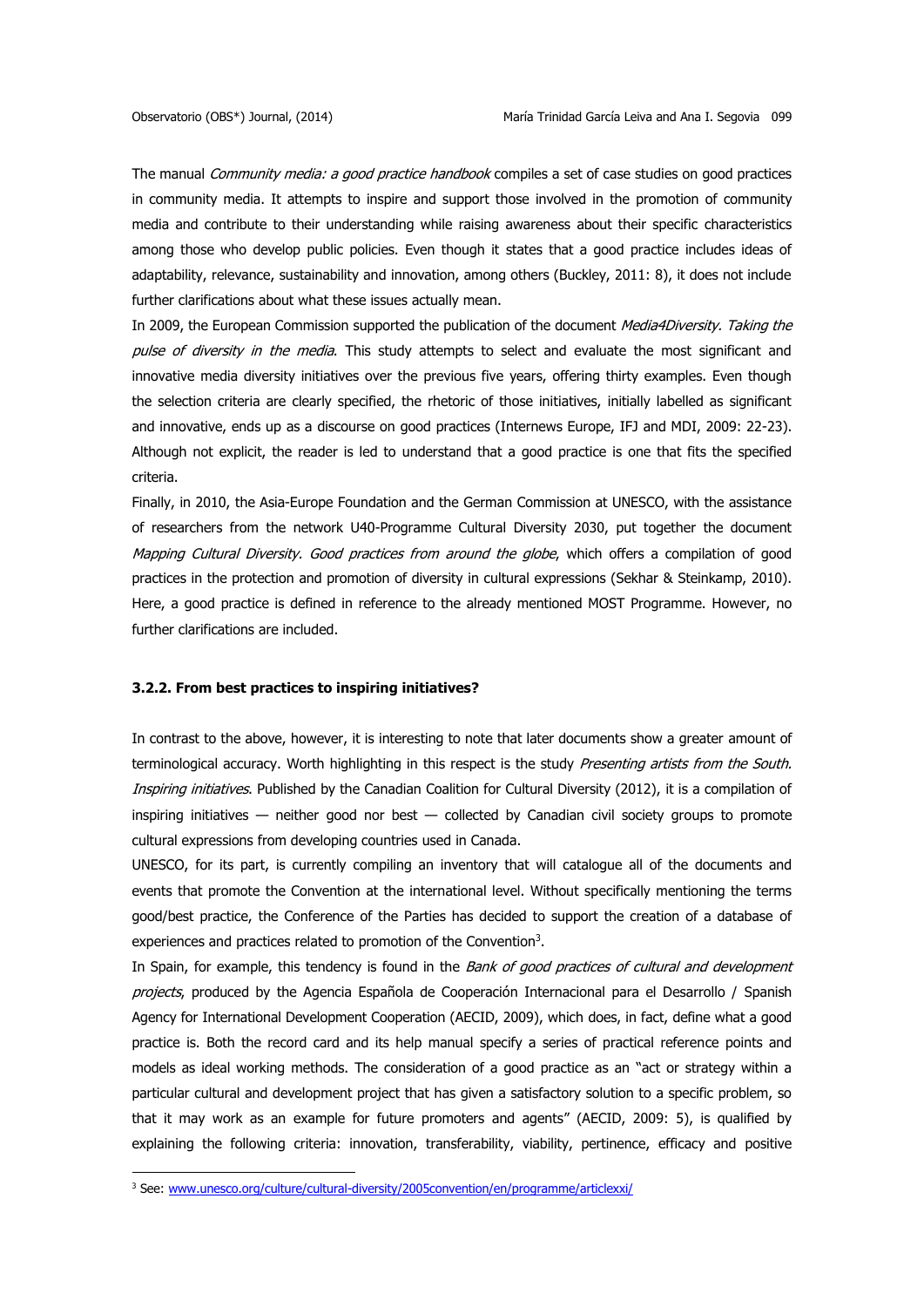The manual *Community media: a good practice handbook* compiles a set of case studies on good practices in community media. It attempts to inspire and support those involved in the promotion of community media and contribute to their understanding while raising awareness about their specific characteristics among those who develop public policies. Even though it states that a good practice includes ideas of adaptability, relevance, sustainability and innovation, among others (Buckley, 2011: 8), it does not include further clarifications about what these issues actually mean.

In 2009, the European Commission supported the publication of the document *Media4Diversity. Taking the pulse of diversity in the media*. This study attempts to select and evaluate the most significant and innovative media diversity initiatives over the previous five years, offering thirty examples. Even though the selection criteria are clearly specified, the rhetoric of those initiatives, initially labelled as significant and innovative, ends up as a discourse on good practices (Internews Europe, IFJ and MDI, 2009: 22-23). Although not explicit, the reader is led to understand that a good practice is one that fits the specified criteria.

Finally, in 2010, the Asia-Europe Foundation and the German Commission at UNESCO, with the assistance of researchers from the network U40-Programme Cultural Diversity 2030, put together the document *Mapping Cultural Diversity. Good practices from around the globe*, which offers a compilation of good practices in the protection and promotion of diversity in cultural expressions (Sekhar & Steinkamp, 2010). Here, a good practice is defined in reference to the already mentioned MOST Programme. However, no further clarifications are included.

### 3.2.2. From best practices to inspiring initiatives?

In contrast to the above, however, it is interesting to note that later documents show a greater amount of terminological accuracy. Worth highlighting in this respect is the study *Presenting artists from the South. Inspiring initiatives*. Published by the Canadian Coalition for Cultural Diversity (2012), it is a compilation of inspiring initiatives — neither good nor best — collected by Canadian civil society groups to promote cultural expressions from developing countries used in Canada.

UNESCO, for its part, is currently compiling an inventory that will catalogue all of the documents and events that promote the Convention at the international level. Without specifically mentioning the terms good/best practice, the Conference of the Parties has decided to support the creation of a database of experiences and practices related to promotion of the Convention[3].

In Spain, for example, this tendency is found in the *Bank of good practices of cultural and development projects*, produced by the Agencia Española de Cooperación Internacional para el Desarrollo / Spanish Agency for International Development Cooperation (AECID, 2009), which does, in fact, define what a good practice is. Both the record card and its help manual specify a series of practical reference points and models as ideal working methods. The consideration of a good practice as an "act or strategy within a particular cultural and development project that has given a satisfactory solution to a specific problem, so that it may work as an example for future promoters and agents" (AECID, 2009: 5), is qualified by explaining the following criteria: innovation, transferability, viability, pertinence, efficacy and positive

[3] See: www.unesco.org/culture/cultural-diversity/2005convention/en/programme/articlexxi/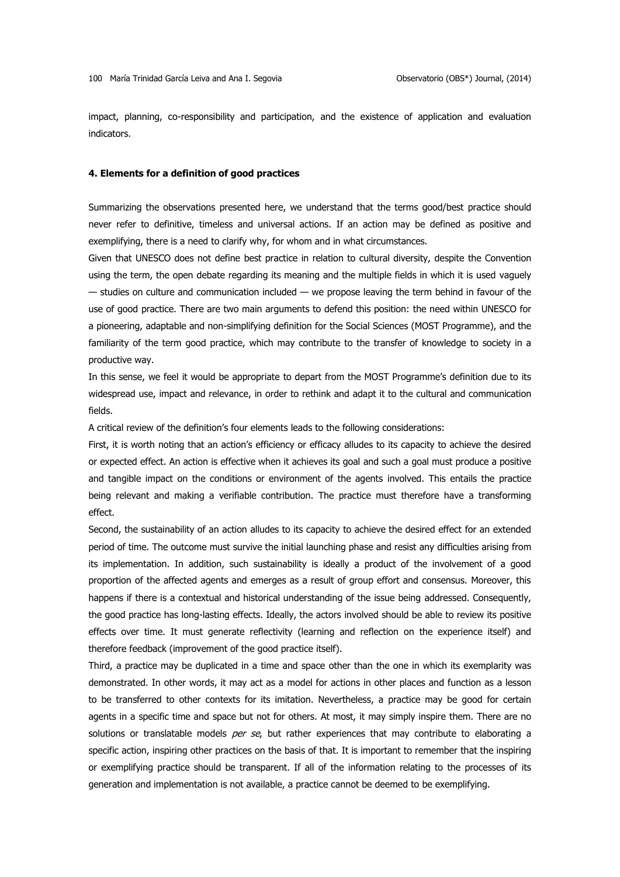impact, planning, co-responsibility and participation, and the existence of application and evaluation indicators.

### 4. Elements for a definition of good practices

Summarizing the observations presented here, we understand that the terms good/best practice should never refer to definitive, timeless and universal actions. If an action may be defined as positive and exemplifying, there is a need to clarify why, for whom and in what circumstances.

Given that UNESCO does not define best practice in relation to cultural diversity, despite the Convention using the term, the open debate regarding its meaning and the multiple fields in which it is used vaguely — studies on culture and communication included — we propose leaving the term behind in favour of the use of good practice. There are two main arguments to defend this position: the need within UNESCO for a pioneering, adaptable and non-simplifying definition for the Social Sciences (MOST Programme), and the familiarity of the term good practice, which may contribute to the transfer of knowledge to society in a productive way.

In this sense, we feel it would be appropriate to depart from the MOST Programme's definition due to its widespread use, impact and relevance, in order to rethink and adapt it to the cultural and communication fields.

A critical review of the definition's four elements leads to the following considerations:

First, it is worth noting that an action's efficiency or efficacy alludes to its capacity to achieve the desired or expected effect. An action is effective when it achieves its goal and such a goal must produce a positive and tangible impact on the conditions or environment of the agents involved. This entails the practice being relevant and making a verifiable contribution. The practice must therefore have a transforming effect.

Second, the sustainability of an action alludes to its capacity to achieve the desired effect for an extended period of time. The outcome must survive the initial launching phase and resist any difficulties arising from its implementation. In addition, such sustainability is ideally a product of the involvement of a good proportion of the affected agents and emerges as a result of group effort and consensus. Moreover, this happens if there is a contextual and historical understanding of the issue being addressed. Consequently, the good practice has long-lasting effects. Ideally, the actors involved should be able to review its positive effects over time. It must generate reflectivity (learning and reflection on the experience itself) and therefore feedback (improvement of the good practice itself).

Third, a practice may be duplicated in a time and space other than the one in which its exemplarity was demonstrated. In other words, it may act as a model for actions in other places and function as a lesson to be transferred to other contexts for its imitation. Nevertheless, a practice may be good for certain agents in a specific time and space but not for others. At most, it may simply inspire them. There are no solutions or translatable models *per se*, but rather experiences that may contribute to elaborating a specific action, inspiring other practices on the basis of that. It is important to remember that the inspiring or exemplifying practice should be transparent. If all of the information relating to the processes of its generation and implementation is not available, a practice cannot be deemed to be exemplifying.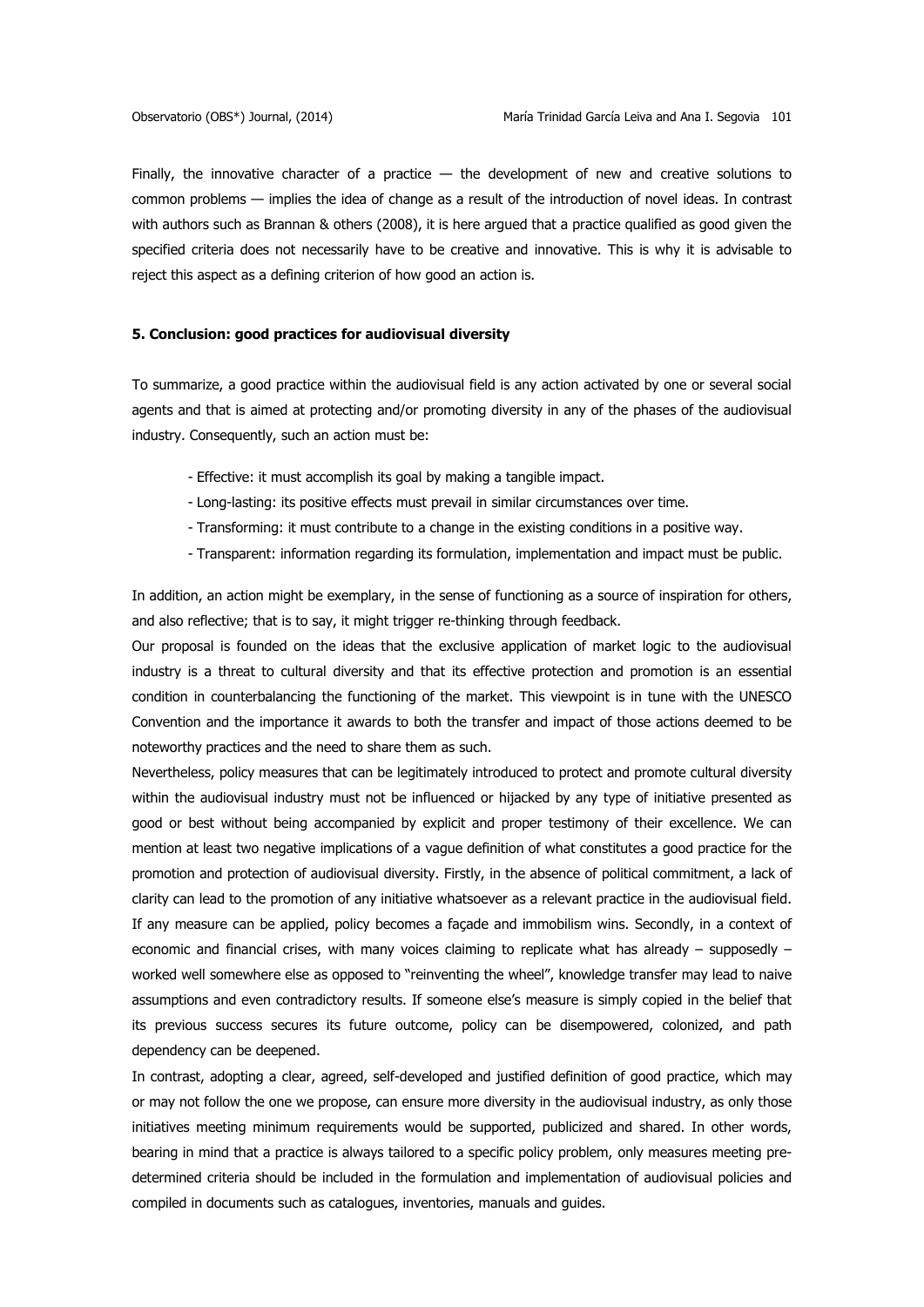Finally, the innovative character of a practice — the development of new and creative solutions to common problems — implies the idea of change as a result of the introduction of novel ideas. In contrast with authors such as Brannan & others (2008), it is here argued that a practice qualified as good given the specified criteria does not necessarily have to be creative and innovative. This is why it is advisable to reject this aspect as a defining criterion of how good an action is.

## 5. Conclusion: good practices for audiovisual diversity

To summarize, a good practice within the audiovisual field is any action activated by one or several social agents and that is aimed at protecting and/or promoting diversity in any of the phases of the audiovisual industry. Consequently, such an action must be:

- Effective: it must accomplish its goal by making a tangible impact.
- Long-lasting: its positive effects must prevail in similar circumstances over time.
- Transforming: it must contribute to a change in the existing conditions in a positive way.
- Transparent: information regarding its formulation, implementation and impact must be public.

In addition, an action might be exemplary, in the sense of functioning as a source of inspiration for others, and also reflective; that is to say, it might trigger re-thinking through feedback.

Our proposal is founded on the ideas that the exclusive application of market logic to the audiovisual industry is a threat to cultural diversity and that its effective protection and promotion is an essential condition in counterbalancing the functioning of the market. This viewpoint is in tune with the UNESCO Convention and the importance it awards to both the transfer and impact of those actions deemed to be noteworthy practices and the need to share them as such.

Nevertheless, policy measures that can be legitimately introduced to protect and promote cultural diversity within the audiovisual industry must not be influenced or hijacked by any type of initiative presented as good or best without being accompanied by explicit and proper testimony of their excellence. We can mention at least two negative implications of a vague definition of what constitutes a good practice for the promotion and protection of audiovisual diversity. Firstly, in the absence of political commitment, a lack of clarity can lead to the promotion of any initiative whatsoever as a relevant practice in the audiovisual field. If any measure can be applied, policy becomes a façade and immobilism wins. Secondly, in a context of economic and financial crises, with many voices claiming to replicate what has already – supposedly – worked well somewhere else as opposed to "reinventing the wheel", knowledge transfer may lead to naive assumptions and even contradictory results. If someone else's measure is simply copied in the belief that its previous success secures its future outcome, policy can be disempowered, colonized, and path dependency can be deepened.

In contrast, adopting a clear, agreed, self-developed and justified definition of good practice, which may or may not follow the one we propose, can ensure more diversity in the audiovisual industry, as only those initiatives meeting minimum requirements would be supported, publicized and shared. In other words, bearing in mind that a practice is always tailored to a specific policy problem, only measures meeting pre-determined criteria should be included in the formulation and implementation of audiovisual policies and compiled in documents such as catalogues, inventories, manuals and guides.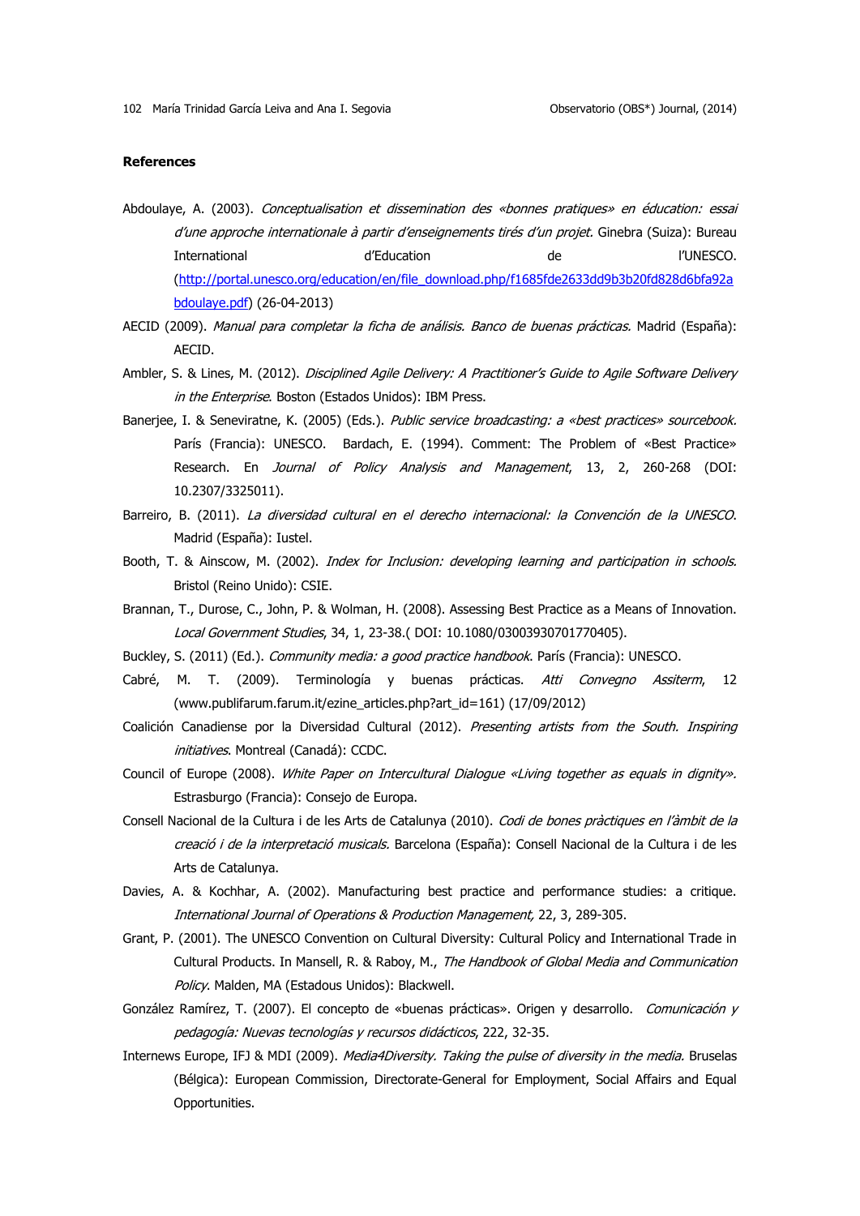**References**

Abdoulaye, A. (2003). *Conceptualisation et dissemination des «bonnes pratiques» en éducation: essai d'une approche internationale à partir d'enseignements tirés d'un projet.* Ginebra (Suiza): Bureau International d'Education de l'UNESCO. (http://portal.unesco.org/education/en/file_download.php/f1685fde2633dd9b3b20fd828d6bfa92abdoulaye.pdf) (26-04-2013)

AECID (2009). *Manual para completar la ficha de análisis. Banco de buenas prácticas.* Madrid (España): AECID.

Ambler, S. & Lines, M. (2012). *Disciplined Agile Delivery: A Practitioner's Guide to Agile Software Delivery in the Enterprise*. Boston (Estados Unidos): IBM Press.

Banerjee, I. & Seneviratne, K. (2005) (Eds.). *Public service broadcasting: a «best practices» sourcebook.* París (Francia): UNESCO. Bardach, E. (1994). Comment: The Problem of «Best Practice» Research. En *Journal of Policy Analysis and Management*, 13, 2, 260-268 (DOI: 10.2307/3325011).

Barreiro, B. (2011). *La diversidad cultural en el derecho internacional: la Convención de la UNESCO*. Madrid (España): Iustel.

Booth, T. & Ainscow, M. (2002). *Index for Inclusion: developing learning and participation in schools.* Bristol (Reino Unido): CSIE.

Brannan, T., Durose, C., John, P. & Wolman, H. (2008). Assessing Best Practice as a Means of Innovation. *Local Government Studies*, 34, 1, 23-38.( DOI: 10.1080/03003930701770405).

Buckley, S. (2011) (Ed.). *Community media: a good practice handbook*. París (Francia): UNESCO.

Cabré, M. T. (2009). Terminología y buenas prácticas. *Atti Convegno Assiterm*, 12 (www.publifarum.farum.it/ezine_articles.php?art_id=161) (17/09/2012)

Coalición Canadiense por la Diversidad Cultural (2012). *Presenting artists from the South. Inspiring initiatives*. Montreal (Canadá): CCDC.

Council of Europe (2008). *White Paper on Intercultural Dialogue «Living together as equals in dignity».* Estrasburgo (Francia): Consejo de Europa.

Consell Nacional de la Cultura i de les Arts de Catalunya (2010). *Codi de bones pràctiques en l'àmbit de la creació i de la interpretació musicals.* Barcelona (España): Consell Nacional de la Cultura i de les Arts de Catalunya.

Davies, A. & Kochhar, A. (2002). Manufacturing best practice and performance studies: a critique. *International Journal of Operations & Production Management,* 22, 3, 289-305.

Grant, P. (2001). The UNESCO Convention on Cultural Diversity: Cultural Policy and International Trade in Cultural Products. In Mansell, R. & Raboy, M., *The Handbook of Global Media and Communication Policy*. Malden, MA (Estadous Unidos): Blackwell.

González Ramírez, T. (2007). El concepto de «buenas prácticas». Origen y desarrollo. *Comunicación y pedagogía: Nuevas tecnologías y recursos didácticos*, 222, 32-35.

Internews Europe, IFJ & MDI (2009). *Media4Diversity. Taking the pulse of diversity in the media.* Bruselas (Bélgica): European Commission, Directorate-General for Employment, Social Affairs and Equal Opportunities.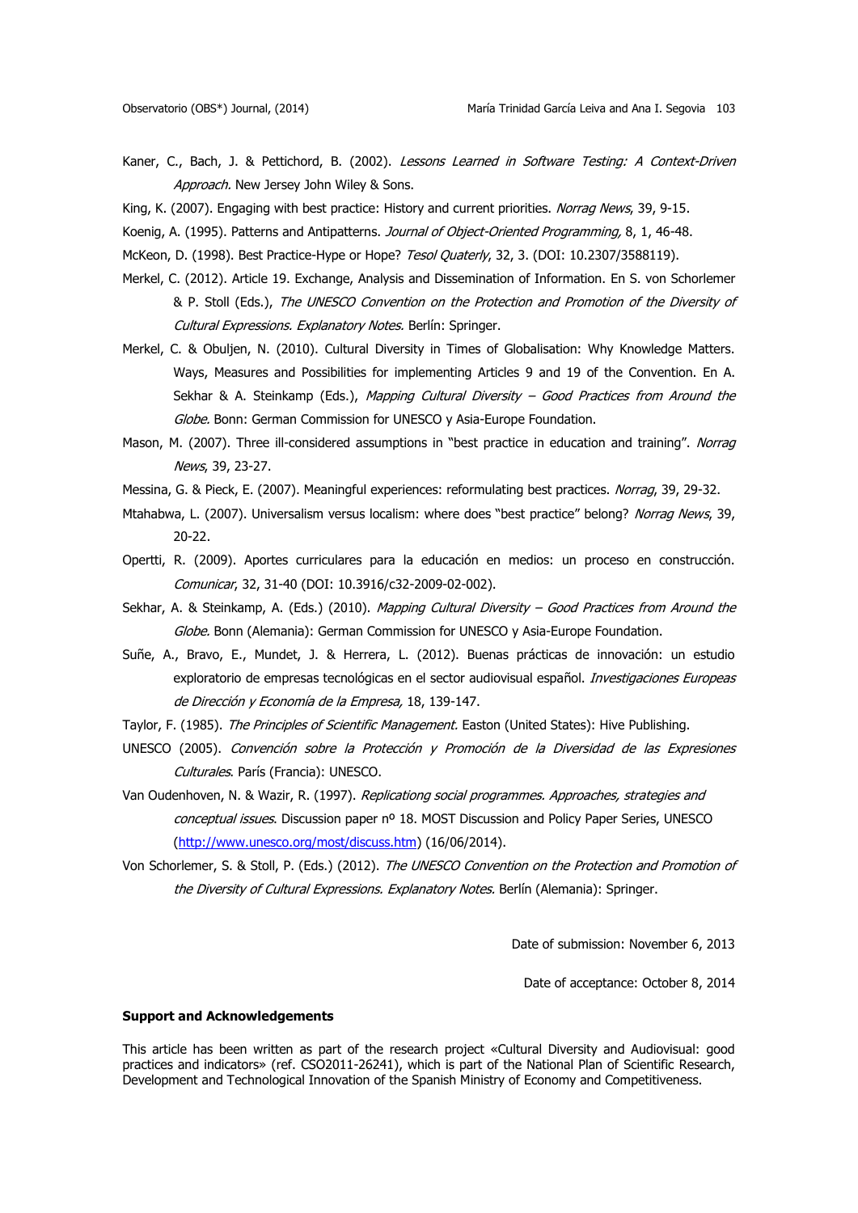Kaner, C., Bach, J. & Pettichord, B. (2002). *Lessons Learned in Software Testing: A Context-Driven Approach.* New Jersey John Wiley & Sons.

King, K. (2007). Engaging with best practice: History and current priorities. *Norrag News*, 39, 9-15.

Koenig, A. (1995). Patterns and Antipatterns. *Journal of Object-Oriented Programming,* 8, 1, 46-48.

McKeon, D. (1998). Best Practice-Hype or Hope? *Tesol Quaterly*, 32, 3. (DOI: 10.2307/3588119).

Merkel, C. (2012). Article 19. Exchange, Analysis and Dissemination of Information. En S. von Schorlemer & P. Stoll (Eds.), *The UNESCO Convention on the Protection and Promotion of the Diversity of Cultural Expressions. Explanatory Notes.* Berlín: Springer.

Merkel, C. & Obuljen, N. (2010). Cultural Diversity in Times of Globalisation: Why Knowledge Matters. Ways, Measures and Possibilities for implementing Articles 9 and 19 of the Convention. En A. Sekhar & A. Steinkamp (Eds.), *Mapping Cultural Diversity – Good Practices from Around the Globe.* Bonn: German Commission for UNESCO y Asia-Europe Foundation.

Mason, M. (2007). Three ill-considered assumptions in "best practice in education and training". *Norrag News*, 39, 23-27.

Messina, G. & Pieck, E. (2007). Meaningful experiences: reformulating best practices. *Norrag*, 39, 29-32.

Mtahabwa, L. (2007). Universalism versus localism: where does "best practice" belong? *Norrag News*, 39, 20-22.

Opertti, R. (2009). Aportes curriculares para la educación en medios: un proceso en construcción. *Comunicar*, 32, 31-40 (DOI: 10.3916/c32-2009-02-002).

Sekhar, A. & Steinkamp, A. (Eds.) (2010). *Mapping Cultural Diversity – Good Practices from Around the Globe.* Bonn (Alemania): German Commission for UNESCO y Asia-Europe Foundation.

Suñe, A., Bravo, E., Mundet, J. & Herrera, L. (2012). Buenas prácticas de innovación: un estudio exploratorio de empresas tecnológicas en el sector audiovisual español. *Investigaciones Europeas de Dirección y Economía de la Empresa,* 18, 139-147.

Taylor, F. (1985). *The Principles of Scientific Management.* Easton (United States): Hive Publishing.

UNESCO (2005). *Convención sobre la Protección y Promoción de la Diversidad de las Expresiones Culturales*. París (Francia): UNESCO.

Van Oudenhoven, N. & Wazir, R. (1997). *Replicationg social programmes. Approaches, strategies and conceptual issues.* Discussion paper nº 18. MOST Discussion and Policy Paper Series, UNESCO (http://www.unesco.org/most/discuss.htm) (16/06/2014).

Von Schorlemer, S. & Stoll, P. (Eds.) (2012). *The UNESCO Convention on the Protection and Promotion of the Diversity of Cultural Expressions. Explanatory Notes.* Berlín (Alemania): Springer.

Date of submission: November 6, 2013

Date of acceptance: October 8, 2014

**Support and Acknowledgements**

This article has been written as part of the research project «Cultural Diversity and Audiovisual: good practices and indicators» (ref. CSO2011-26241), which is part of the National Plan of Scientific Research, Development and Technological Innovation of the Spanish Ministry of Economy and Competitiveness.